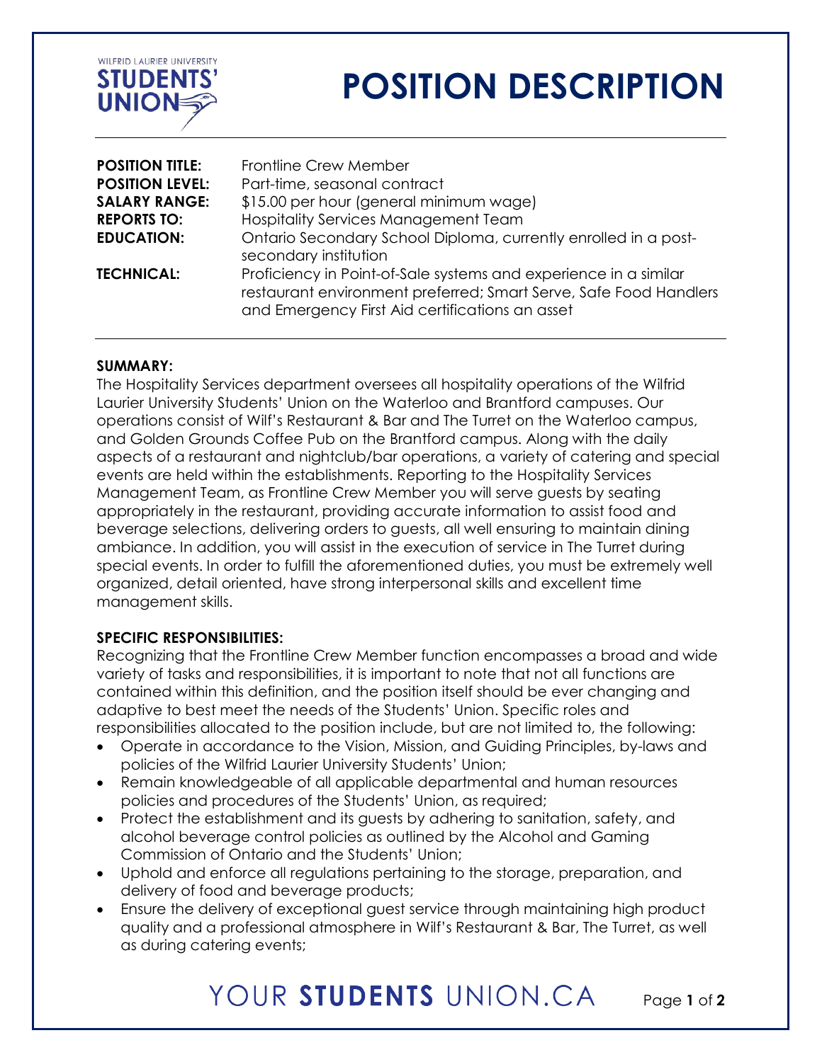WILFRID LAURIER UNIVERSITY
**STUDENTS' UNION**

# POSITION DESCRIPTION

| | |
|---|---|
| **POSITION TITLE:** | Frontline Crew Member |
| **POSITION LEVEL:** | Part-time, seasonal contract |
| **SALARY RANGE:** | $15.00 per hour (general minimum wage) |
| **REPORTS TO:** | Hospitality Services Management Team |
| **EDUCATION:** | Ontario Secondary School Diploma, currently enrolled in a post-secondary institution |
| **TECHNICAL:** | Proficiency in Point-of-Sale systems and experience in a similar restaurant environment preferred; Smart Serve, Safe Food Handlers and Emergency First Aid certifications an asset |

**SUMMARY:**

The Hospitality Services department oversees all hospitality operations of the Wilfrid Laurier University Students' Union on the Waterloo and Brantford campuses. Our operations consist of Wilf's Restaurant & Bar and The Turret on the Waterloo campus, and Golden Grounds Coffee Pub on the Brantford campus. Along with the daily aspects of a restaurant and nightclub/bar operations, a variety of catering and special events are held within the establishments. Reporting to the Hospitality Services Management Team, as Frontline Crew Member you will serve guests by seating appropriately in the restaurant, providing accurate information to assist food and beverage selections, delivering orders to guests, all well ensuring to maintain dining ambiance. In addition, you will assist in the execution of service in The Turret during special events. In order to fulfill the aforementioned duties, you must be extremely well organized, detail oriented, have strong interpersonal skills and excellent time management skills.

**SPECIFIC RESPONSIBILITIES:**

Recognizing that the Frontline Crew Member function encompasses a broad and wide variety of tasks and responsibilities, it is important to note that not all functions are contained within this definition, and the position itself should be ever changing and adaptive to best meet the needs of the Students' Union. Specific roles and responsibilities allocated to the position include, but are not limited to, the following:

- Operate in accordance to the Vision, Mission, and Guiding Principles, by-laws and policies of the Wilfrid Laurier University Students' Union;
- Remain knowledgeable of all applicable departmental and human resources policies and procedures of the Students' Union, as required;
- Protect the establishment and its guests by adhering to sanitation, safety, and alcohol beverage control policies as outlined by the Alcohol and Gaming Commission of Ontario and the Students' Union;
- Uphold and enforce all regulations pertaining to the storage, preparation, and delivery of food and beverage products;
- Ensure the delivery of exceptional guest service through maintaining high product quality and a professional atmosphere in Wilf's Restaurant & Bar, The Turret, as well as during catering events;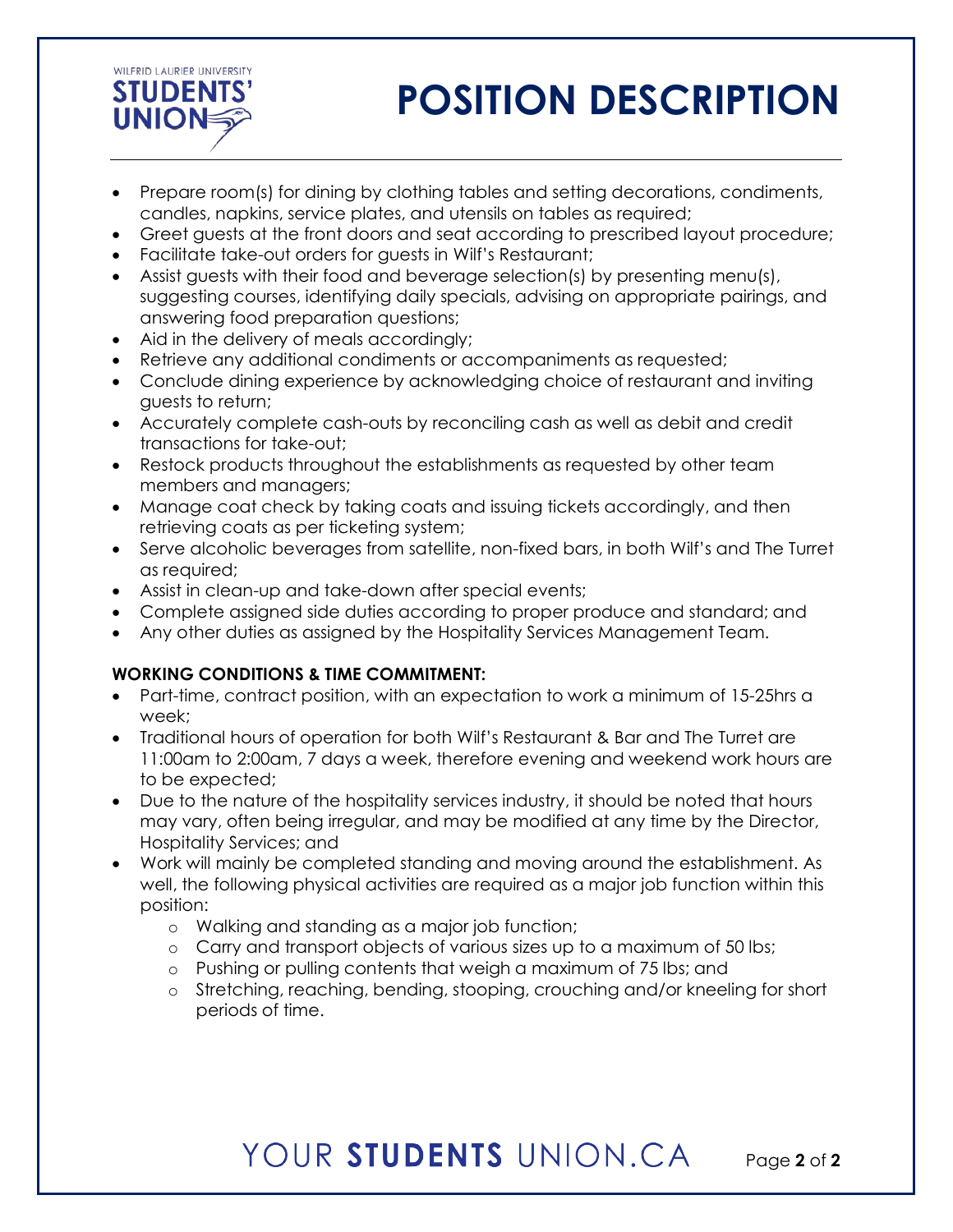- Prepare room(s) for dining by clothing tables and setting decorations, condiments, candles, napkins, service plates, and utensils on tables as required;
- Greet guests at the front doors and seat according to prescribed layout procedure;
- Facilitate take-out orders for guests in Wilf's Restaurant;
- Assist guests with their food and beverage selection(s) by presenting menu(s), suggesting courses, identifying daily specials, advising on appropriate pairings, and answering food preparation questions;
- Aid in the delivery of meals accordingly;
- Retrieve any additional condiments or accompaniments as requested;
- Conclude dining experience by acknowledging choice of restaurant and inviting guests to return;
- Accurately complete cash-outs by reconciling cash as well as debit and credit transactions for take-out;
- Restock products throughout the establishments as requested by other team members and managers;
- Manage coat check by taking coats and issuing tickets accordingly, and then retrieving coats as per ticketing system;
- Serve alcoholic beverages from satellite, non-fixed bars, in both Wilf's and The Turret as required;
- Assist in clean-up and take-down after special events;
- Complete assigned side duties according to proper produce and standard; and
- Any other duties as assigned by the Hospitality Services Management Team.

**WORKING CONDITIONS & TIME COMMITMENT:**

- Part-time, contract position, with an expectation to work a minimum of 15-25hrs a week;
- Traditional hours of operation for both Wilf's Restaurant & Bar and The Turret are 11:00am to 2:00am, 7 days a week, therefore evening and weekend work hours are to be expected;
- Due to the nature of the hospitality services industry, it should be noted that hours may vary, often being irregular, and may be modified at any time by the Director, Hospitality Services; and
- Work will mainly be completed standing and moving around the establishment. As well, the following physical activities are required as a major job function within this position:
  - Walking and standing as a major job function;
  - Carry and transport objects of various sizes up to a maximum of 50 lbs;
  - Pushing or pulling contents that weigh a maximum of 75 lbs; and
  - Stretching, reaching, bending, stooping, crouching and/or kneeling for short periods of time.